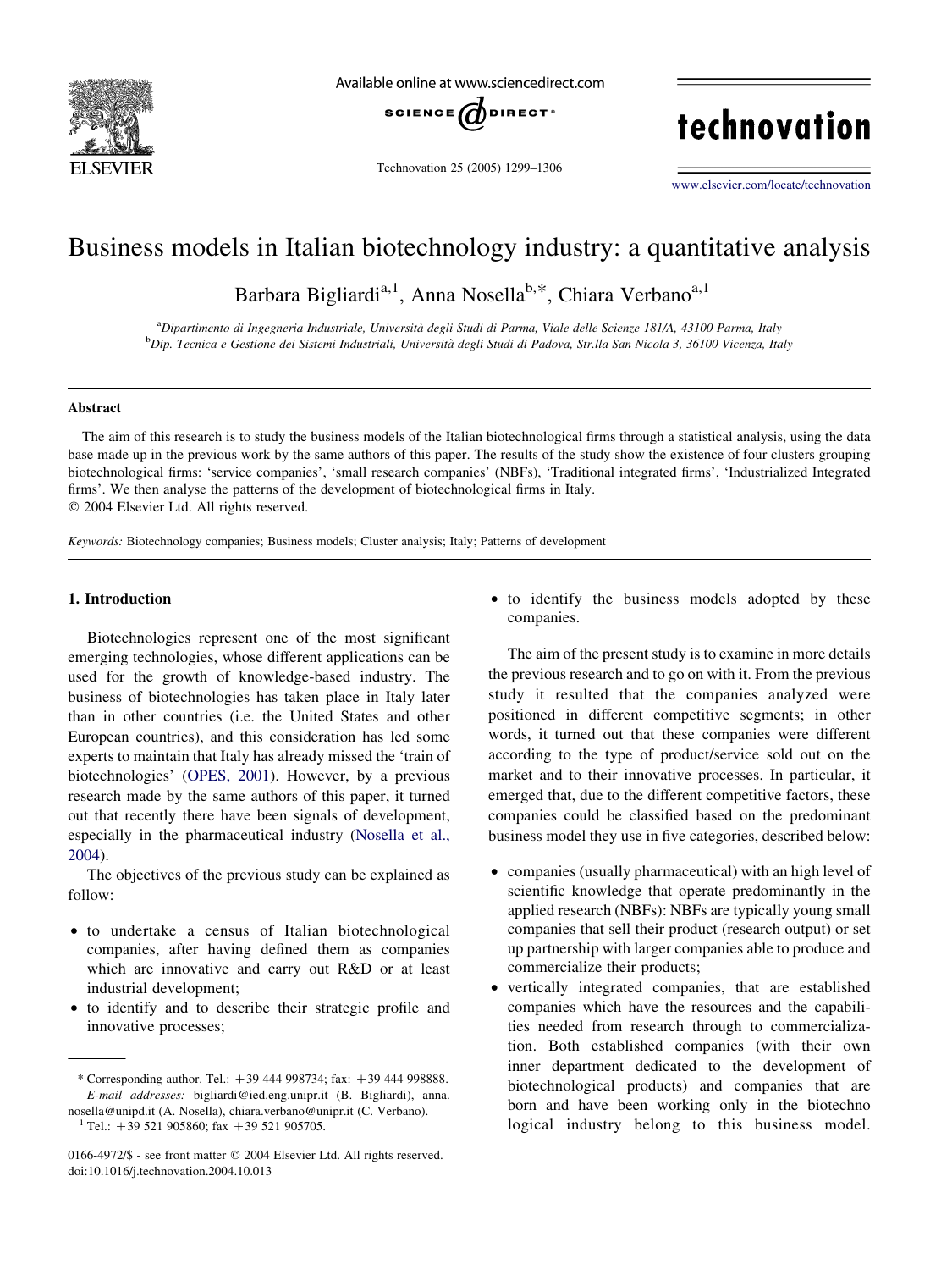# Business models in Italian biotechnology industry: a quantitative analysis

Barbara Bigliardi[a,1], Anna Nosella[b,*], Chiara Verbano[a,1]

[a]*Dipartimento di Ingegneria Industriale, Università degli Studi di Parma, Viale delle Scienze 181/A, 43100 Parma, Italy*
[b]*Dip. Tecnica e Gestione dei Sistemi Industriali, Università degli Studi di Padova, Str.lla San Nicola 3, 36100 Vicenza, Italy*

## Abstract

The aim of this research is to study the business models of the Italian biotechnological firms through a statistical analysis, using the data base made up in the previous work by the same authors of this paper. The results of the study show the existence of four clusters grouping biotechnological firms: 'service companies', 'small research companies' (NBFs), 'Traditional integrated firms', 'Industrialized Integrated firms'. We then analyse the patterns of the development of biotechnological firms in Italy.

© 2004 Elsevier Ltd. All rights reserved.

*Keywords:* Biotechnology companies; Business models; Cluster analysis; Italy; Patterns of development

## 1. Introduction

Biotechnologies represent one of the most significant emerging technologies, whose different applications can be used for the growth of knowledge-based industry. The business of biotechnologies has taken place in Italy later than in other countries (i.e. the United States and other European countries), and this consideration has led some experts to maintain that Italy has already missed the 'train of biotechnologies' (OPES, 2001). However, by a previous research made by the same authors of this paper, it turned out that recently there have been signals of development, especially in the pharmaceutical industry (Nosella et al., 2004).

The objectives of the previous study can be explained as follow:

- to undertake a census of Italian biotechnological companies, after having defined them as companies which are innovative and carry out R&D or at least industrial development;
- to identify and to describe their strategic profile and innovative processes;
- to identify the business models adopted by these companies.

The aim of the present study is to examine in more details the previous research and to go on with it. From the previous study it resulted that the companies analyzed were positioned in different competitive segments; in other words, it turned out that these companies were different according to the type of product/service sold out on the market and to their innovative processes. In particular, it emerged that, due to the different competitive factors, these companies could be classified based on the predominant business model they use in five categories, described below:

- companies (usually pharmaceutical) with an high level of scientific knowledge that operate predominantly in the applied research (NBFs): NBFs are typically young small companies that sell their product (research output) or set up partnership with larger companies able to produce and commercialize their products;
- vertically integrated companies, that are established companies which have the resources and the capabilities needed from research through to commercialization. Both established companies (with their own inner department dedicated to the development of biotechnological products) and companies that are born and have been working only in the biotechno logical industry belong to this business model.

---

* Corresponding author. Tel.: +39 444 998734; fax: +39 444 998888.
*E-mail addresses:* bigliardi@ied.eng.unipr.it (B. Bigliardi), anna.nosella@unipd.it (A. Nosella), chiara.verbano@unipr.it (C. Verbano).
[1] Tel.: +39 521 905860; fax +39 521 905705.

0166-4972/$ - see front matter © 2004 Elsevier Ltd. All rights reserved.
doi:10.1016/j.technovation.2004.10.013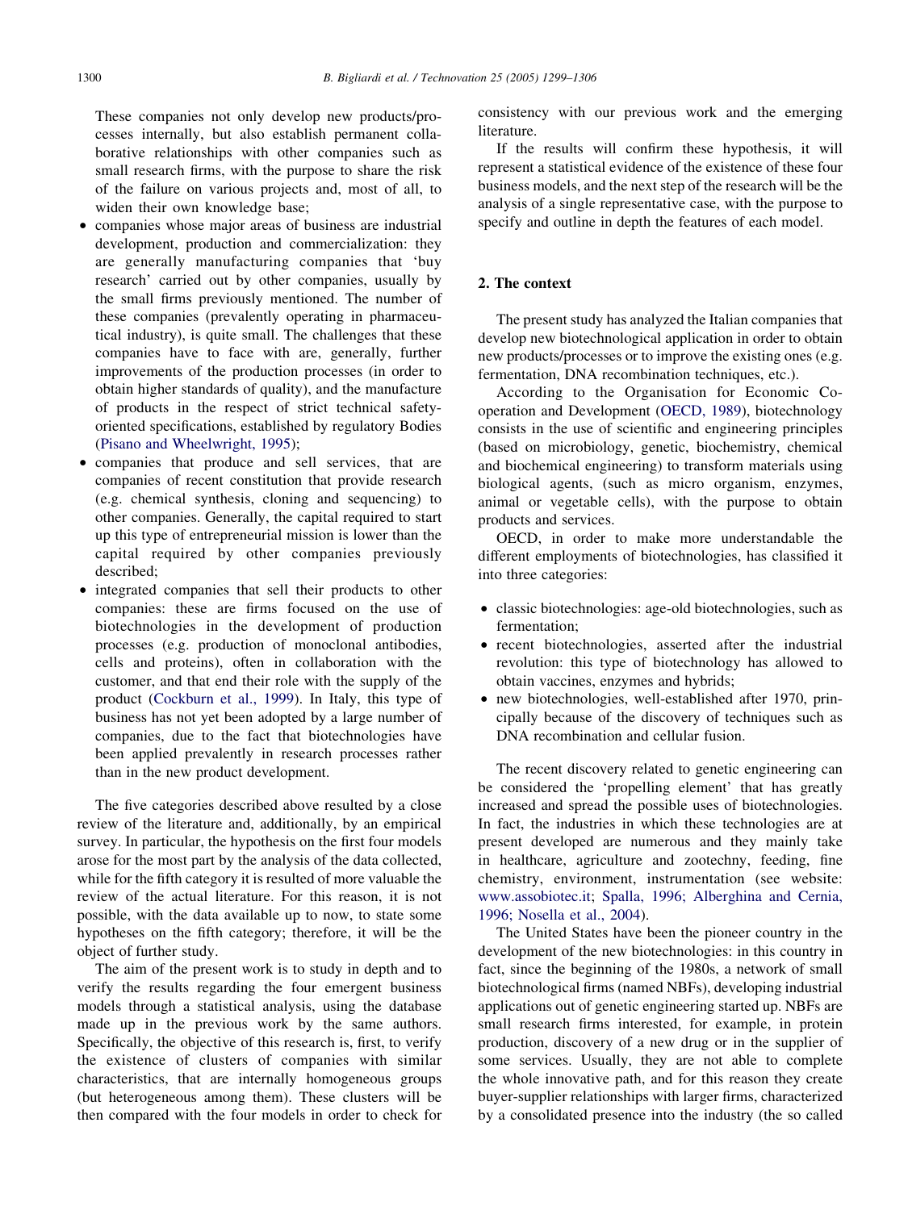These companies not only develop new products/processes internally, but also establish permanent collaborative relationships with other companies such as small research firms, with the purpose to share the risk of the failure on various projects and, most of all, to widen their own knowledge base;

- companies whose major areas of business are industrial development, production and commercialization: they are generally manufacturing companies that 'buy research' carried out by other companies, usually by the small firms previously mentioned. The number of these companies (prevalently operating in pharmaceutical industry), is quite small. The challenges that these companies have to face with are, generally, further improvements of the production processes (in order to obtain higher standards of quality), and the manufacture of products in the respect of strict technical safety-oriented specifications, established by regulatory Bodies (Pisano and Wheelwright, 1995);
- companies that produce and sell services, that are companies of recent constitution that provide research (e.g. chemical synthesis, cloning and sequencing) to other companies. Generally, the capital required to start up this type of entrepreneurial mission is lower than the capital required by other companies previously described;
- integrated companies that sell their products to other companies: these are firms focused on the use of biotechnologies in the development of production processes (e.g. production of monoclonal antibodies, cells and proteins), often in collaboration with the customer, and that end their role with the supply of the product (Cockburn et al., 1999). In Italy, this type of business has not yet been adopted by a large number of companies, due to the fact that biotechnologies have been applied prevalently in research processes rather than in the new product development.

The five categories described above resulted by a close review of the literature and, additionally, by an empirical survey. In particular, the hypothesis on the first four models arose for the most part by the analysis of the data collected, while for the fifth category it is resulted of more valuable the review of the actual literature. For this reason, it is not possible, with the data available up to now, to state some hypotheses on the fifth category; therefore, it will be the object of further study.

The aim of the present work is to study in depth and to verify the results regarding the four emergent business models through a statistical analysis, using the database made up in the previous work by the same authors. Specifically, the objective of this research is, first, to verify the existence of clusters of companies with similar characteristics, that are internally homogeneous groups (but heterogeneous among them). These clusters will be then compared with the four models in order to check for consistency with our previous work and the emerging literature.

If the results will confirm these hypothesis, it will represent a statistical evidence of the existence of these four business models, and the next step of the research will be the analysis of a single representative case, with the purpose to specify and outline in depth the features of each model.

## 2. The context

The present study has analyzed the Italian companies that develop new biotechnological application in order to obtain new products/processes or to improve the existing ones (e.g. fermentation, DNA recombination techniques, etc.).

According to the Organisation for Economic Co-operation and Development (OECD, 1989), biotechnology consists in the use of scientific and engineering principles (based on microbiology, genetic, biochemistry, chemical and biochemical engineering) to transform materials using biological agents, (such as micro organism, enzymes, animal or vegetable cells), with the purpose to obtain products and services.

OECD, in order to make more understandable the different employments of biotechnologies, has classified it into three categories:

- classic biotechnologies: age-old biotechnologies, such as fermentation;
- recent biotechnologies, asserted after the industrial revolution: this type of biotechnology has allowed to obtain vaccines, enzymes and hybrids;
- new biotechnologies, well-established after 1970, principally because of the discovery of techniques such as DNA recombination and cellular fusion.

The recent discovery related to genetic engineering can be considered the 'propelling element' that has greatly increased and spread the possible uses of biotechnologies. In fact, the industries in which these technologies are at present developed are numerous and they mainly take in healthcare, agriculture and zootechny, feeding, fine chemistry, environment, instrumentation (see website: www.assobiotec.it; Spalla, 1996; Alberghina and Cernia, 1996; Nosella et al., 2004).

The United States have been the pioneer country in the development of the new biotechnologies: in this country in fact, since the beginning of the 1980s, a network of small biotechnological firms (named NBFs), developing industrial applications out of genetic engineering started up. NBFs are small research firms interested, for example, in protein production, discovery of a new drug or in the supplier of some services. Usually, they are not able to complete the whole innovative path, and for this reason they create buyer-supplier relationships with larger firms, characterized by a consolidated presence into the industry (the so called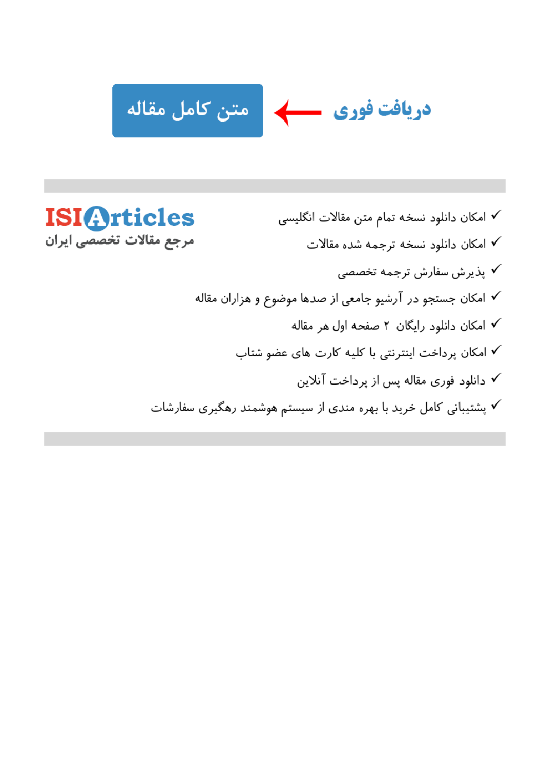دریافت فوری ← متن کامل مقاله

**ISIArticles**
مرجع مقالات تخصصی ایران

- ✓ امکان دانلود نسخه تمام متن مقالات انگلیسی
- ✓ امکان دانلود نسخه ترجمه شده مقالات
- ✓ پذیرش سفارش ترجمه تخصصی
- ✓ امکان جستجو در آرشیو جامعی از صدها موضوع و هزاران مقاله
- ✓ امکان دانلود رایگان ۲ صفحه اول هر مقاله
- ✓ امکان پرداخت اینترنتی با کلیه کارت های عضو شتاب
- ✓ دانلود فوری مقاله پس از پرداخت آنلاین
- ✓ پشتیبانی کامل خرید با بهره مندی از سیستم هوشمند رهگیری سفارشات